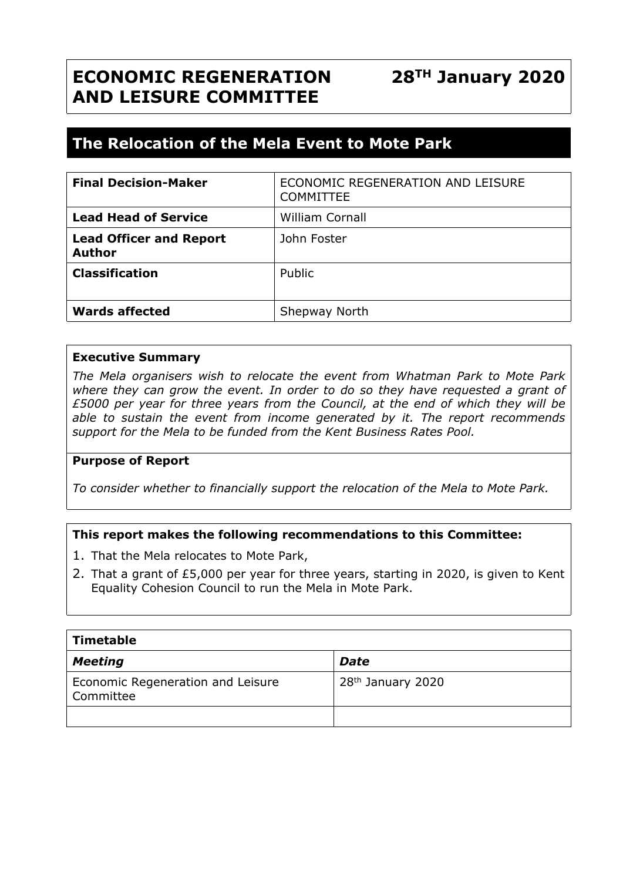# ECONOMIC REGENERATION AND LEISURE COMMITTEE

**28TH January 2020**

## The Relocation of the Mela Event to Mote Park

| | |
|---|---|
| **Final Decision-Maker** | ECONOMIC REGENERATION AND LEISURE COMMITTEE |
| **Lead Head of Service** | William Cornall |
| **Lead Officer and Report Author** | John Foster |
| **Classification** | Public |
| **Wards affected** | Shepway North |

**Executive Summary**

*The Mela organisers wish to relocate the event from Whatman Park to Mote Park where they can grow the event. In order to do so they have requested a grant of £5000 per year for three years from the Council, at the end of which they will be able to sustain the event from income generated by it. The report recommends support for the Mela to be funded from the Kent Business Rates Pool.*

**Purpose of Report**

*To consider whether to financially support the relocation of the Mela to Mote Park.*

**This report makes the following recommendations to this Committee:**

1. That the Mela relocates to Mote Park,
2. That a grant of £5,000 per year for three years, starting in 2020, is given to Kent Equality Cohesion Council to run the Mela in Mote Park.

| **Timetable** | |
|---|---|
| ***Meeting*** | ***Date*** |
| Economic Regeneration and Leisure Committee | 28th January 2020 |
| | |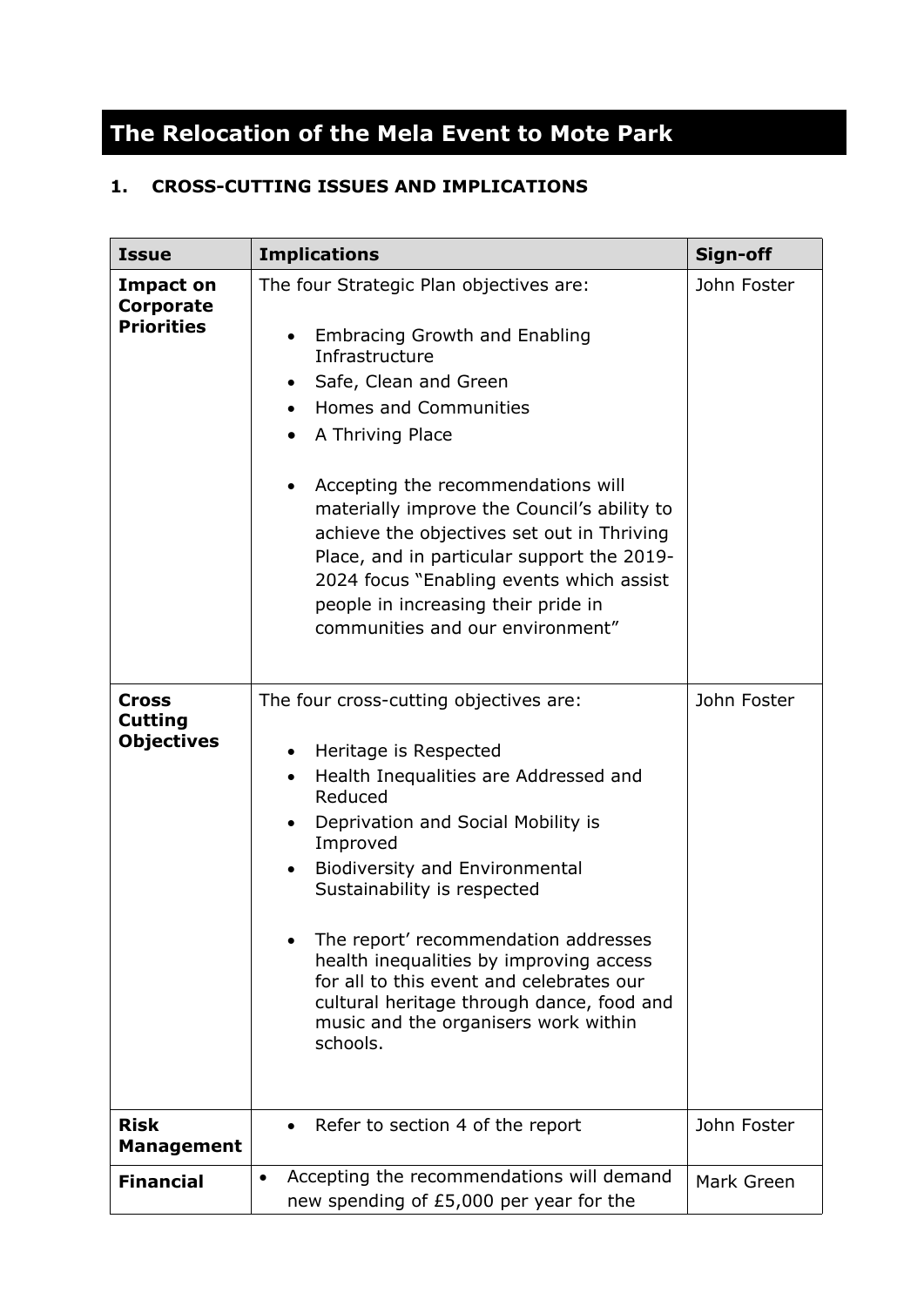# The Relocation of the Mela Event to Mote Park

## 1. CROSS-CUTTING ISSUES AND IMPLICATIONS

| Issue | Implications | Sign-off |
|---|---|---|
| **Impact on Corporate Priorities** | The four Strategic Plan objectives are:<br><br>• Embracing Growth and Enabling Infrastructure<br>• Safe, Clean and Green<br>• Homes and Communities<br>• A Thriving Place<br><br>• Accepting the recommendations will materially improve the Council's ability to achieve the objectives set out in Thriving Place, and in particular support the 2019-2024 focus "Enabling events which assist people in increasing their pride in communities and our environment" | John Foster |
| **Cross Cutting Objectives** | The four cross-cutting objectives are:<br><br>• Heritage is Respected<br>• Health Inequalities are Addressed and Reduced<br>• Deprivation and Social Mobility is Improved<br>• Biodiversity and Environmental Sustainability is respected<br><br>• The report' recommendation addresses health inequalities by improving access for all to this event and celebrates our cultural heritage through dance, food and music and the organisers work within schools. | John Foster |
| **Risk Management** | • Refer to section 4 of the report | John Foster |
| **Financial** | • Accepting the recommendations will demand new spending of £5,000 per year for the | Mark Green |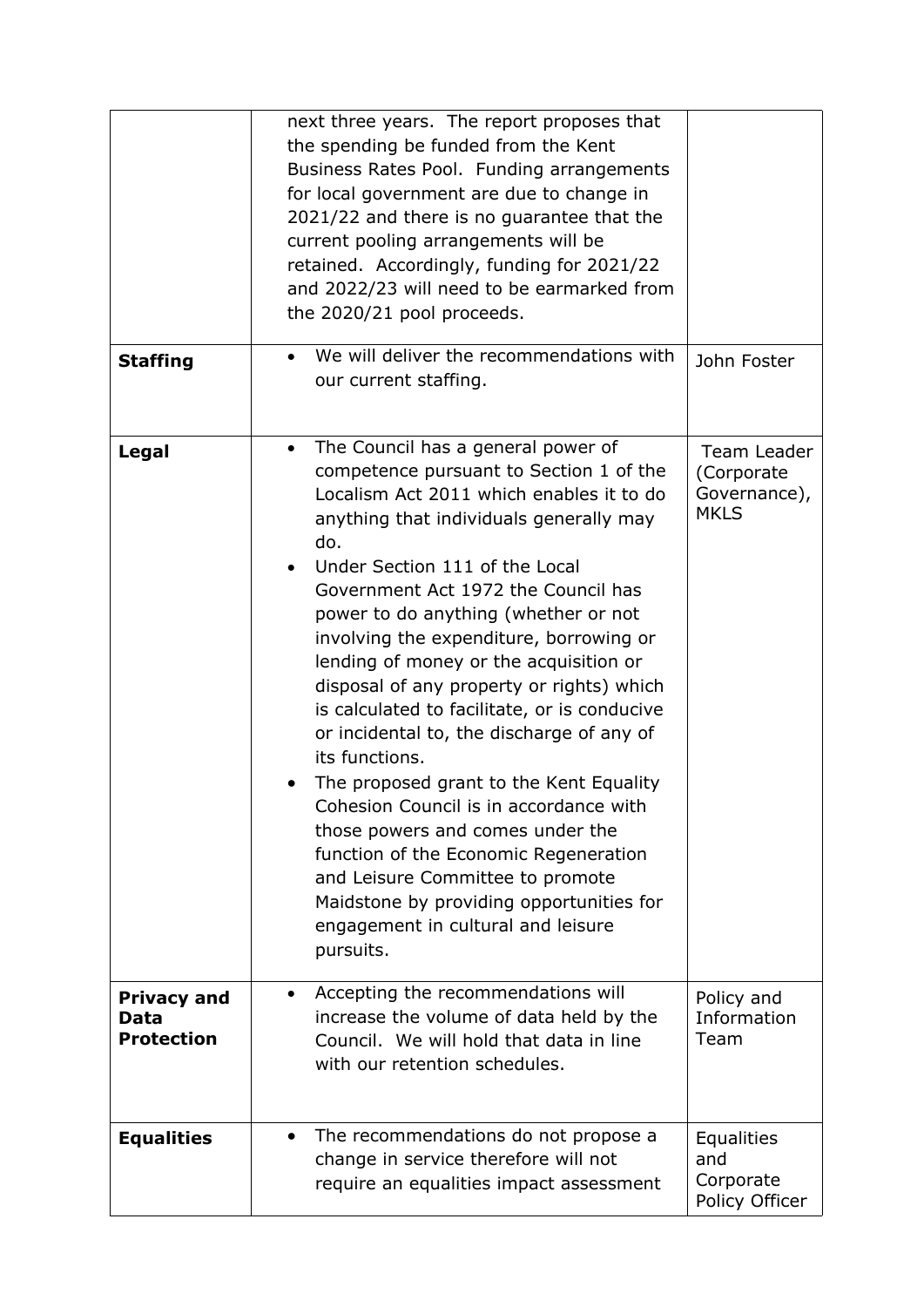| | | |
|---|---|---|
| | next three years. The report proposes that the spending be funded from the Kent Business Rates Pool. Funding arrangements for local government are due to change in 2021/22 and there is no guarantee that the current pooling arrangements will be retained. Accordingly, funding for 2021/22 and 2022/23 will need to be earmarked from the 2020/21 pool proceeds. | |
| **Staffing** | • We will deliver the recommendations with our current staffing. | John Foster |
| **Legal** | • The Council has a general power of competence pursuant to Section 1 of the Localism Act 2011 which enables it to do anything that individuals generally may do.<br>• Under Section 111 of the Local Government Act 1972 the Council has power to do anything (whether or not involving the expenditure, borrowing or lending of money or the acquisition or disposal of any property or rights) which is calculated to facilitate, or is conducive or incidental to, the discharge of any of its functions.<br>• The proposed grant to the Kent Equality Cohesion Council is in accordance with those powers and comes under the function of the Economic Regeneration and Leisure Committee to promote Maidstone by providing opportunities for engagement in cultural and leisure pursuits. | Team Leader (Corporate Governance), MKLS |
| **Privacy and Data Protection** | • Accepting the recommendations will increase the volume of data held by the Council. We will hold that data in line with our retention schedules. | Policy and Information Team |
| **Equalities** | • The recommendations do not propose a change in service therefore will not require an equalities impact assessment | Equalities and Corporate Policy Officer |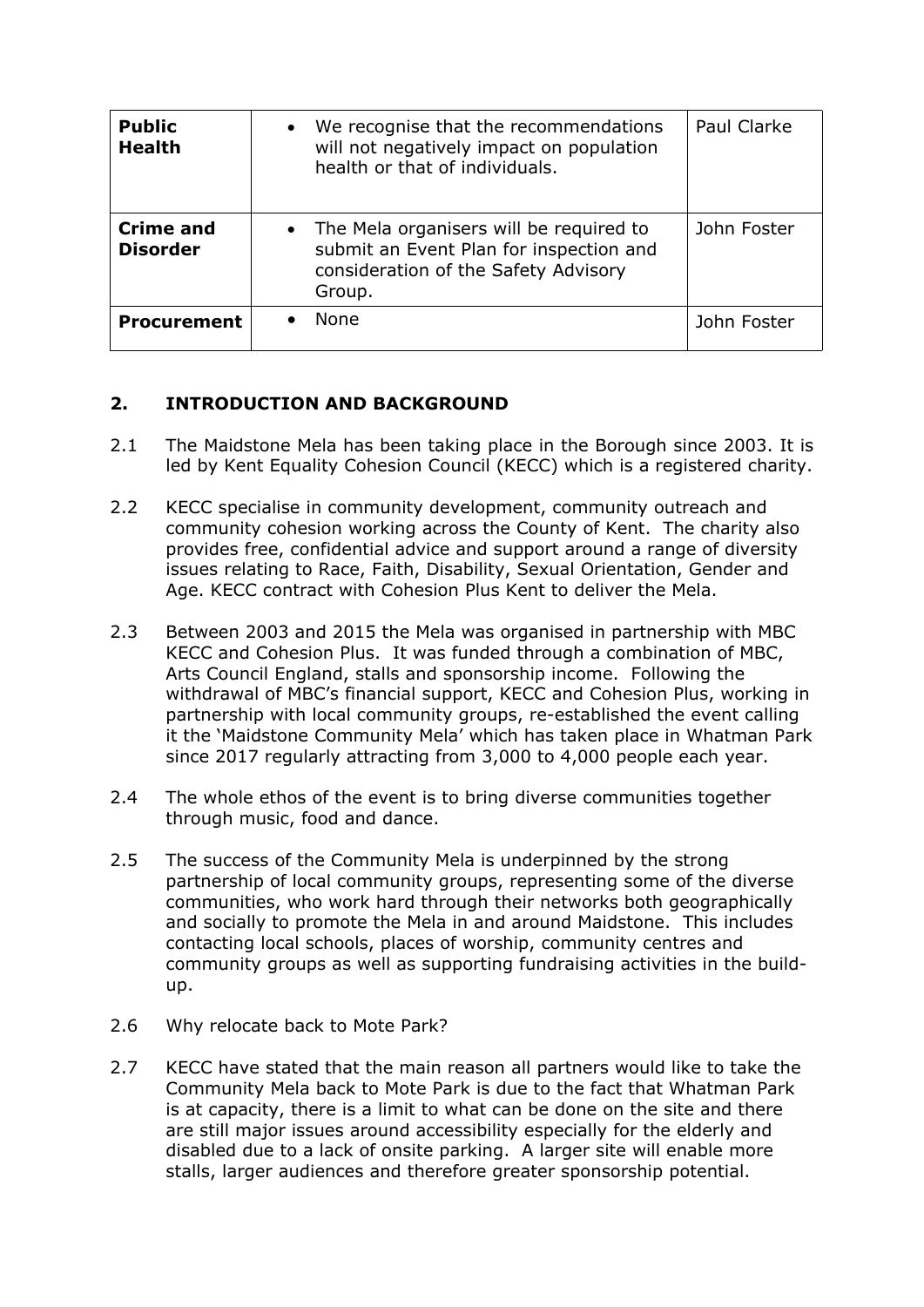| **Public Health** | • We recognise that the recommendations will not negatively impact on population health or that of individuals. | Paul Clarke |
|---|---|---|
| **Crime and Disorder** | • The Mela organisers will be required to submit an Event Plan for inspection and consideration of the Safety Advisory Group. | John Foster |
| **Procurement** | • None | John Foster |

## 2. INTRODUCTION AND BACKGROUND

2.1 The Maidstone Mela has been taking place in the Borough since 2003. It is led by Kent Equality Cohesion Council (KECC) which is a registered charity.

2.2 KECC specialise in community development, community outreach and community cohesion working across the County of Kent. The charity also provides free, confidential advice and support around a range of diversity issues relating to Race, Faith, Disability, Sexual Orientation, Gender and Age. KECC contract with Cohesion Plus Kent to deliver the Mela.

2.3 Between 2003 and 2015 the Mela was organised in partnership with MBC KECC and Cohesion Plus. It was funded through a combination of MBC, Arts Council England, stalls and sponsorship income. Following the withdrawal of MBC's financial support, KECC and Cohesion Plus, working in partnership with local community groups, re-established the event calling it the 'Maidstone Community Mela' which has taken place in Whatman Park since 2017 regularly attracting from 3,000 to 4,000 people each year.

2.4 The whole ethos of the event is to bring diverse communities together through music, food and dance.

2.5 The success of the Community Mela is underpinned by the strong partnership of local community groups, representing some of the diverse communities, who work hard through their networks both geographically and socially to promote the Mela in and around Maidstone. This includes contacting local schools, places of worship, community centres and community groups as well as supporting fundraising activities in the build-up.

2.6 Why relocate back to Mote Park?

2.7 KECC have stated that the main reason all partners would like to take the Community Mela back to Mote Park is due to the fact that Whatman Park is at capacity, there is a limit to what can be done on the site and there are still major issues around accessibility especially for the elderly and disabled due to a lack of onsite parking. A larger site will enable more stalls, larger audiences and therefore greater sponsorship potential.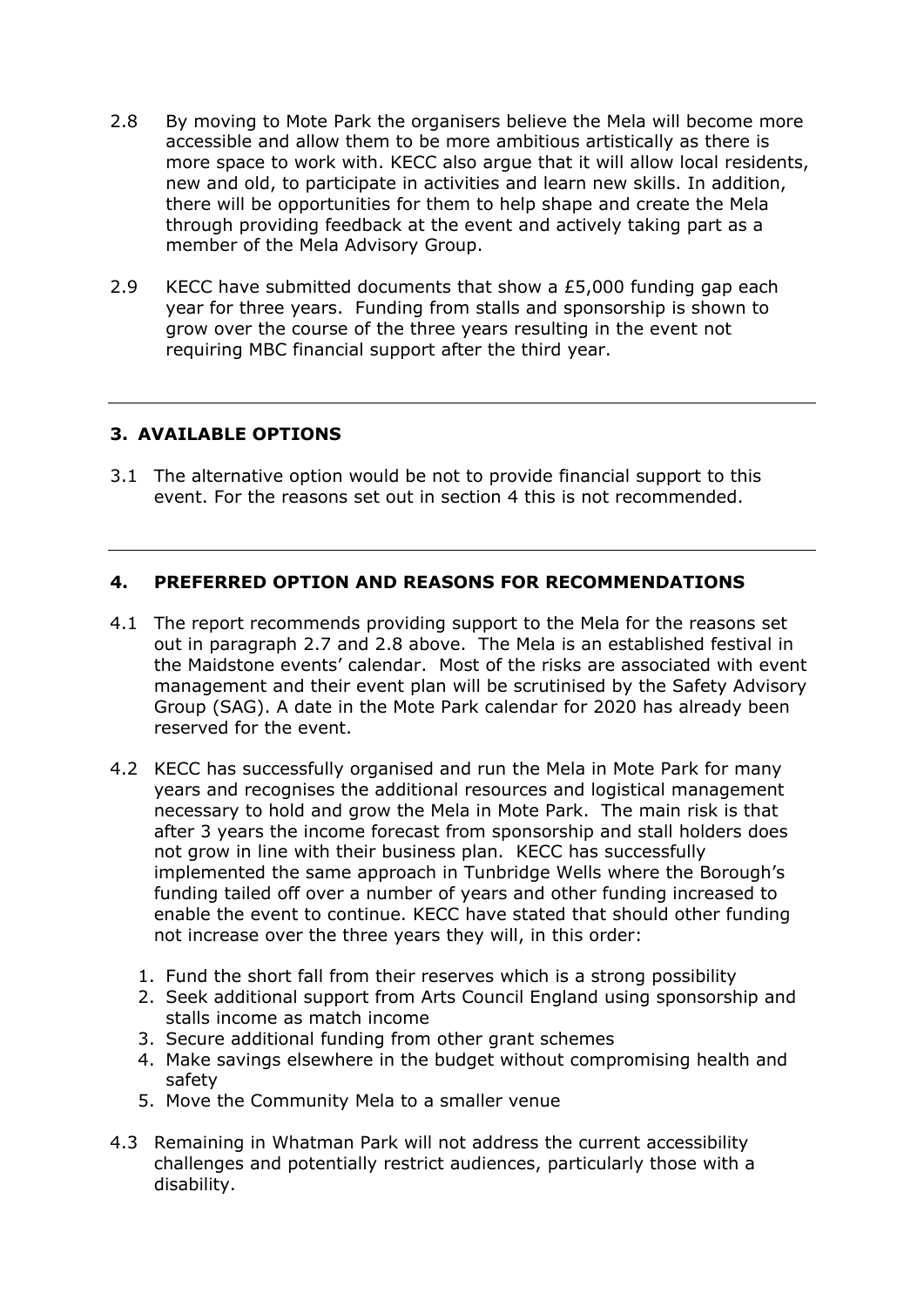2.8 By moving to Mote Park the organisers believe the Mela will become more accessible and allow them to be more ambitious artistically as there is more space to work with. KECC also argue that it will allow local residents, new and old, to participate in activities and learn new skills. In addition, there will be opportunities for them to help shape and create the Mela through providing feedback at the event and actively taking part as a member of the Mela Advisory Group.

2.9 KECC have submitted documents that show a £5,000 funding gap each year for three years. Funding from stalls and sponsorship is shown to grow over the course of the three years resulting in the event not requiring MBC financial support after the third year.

---

## 3. AVAILABLE OPTIONS

3.1 The alternative option would be not to provide financial support to this event. For the reasons set out in section 4 this is not recommended.

---

## 4. PREFERRED OPTION AND REASONS FOR RECOMMENDATIONS

4.1 The report recommends providing support to the Mela for the reasons set out in paragraph 2.7 and 2.8 above. The Mela is an established festival in the Maidstone events' calendar. Most of the risks are associated with event management and their event plan will be scrutinised by the Safety Advisory Group (SAG). A date in the Mote Park calendar for 2020 has already been reserved for the event.

4.2 KECC has successfully organised and run the Mela in Mote Park for many years and recognises the additional resources and logistical management necessary to hold and grow the Mela in Mote Park. The main risk is that after 3 years the income forecast from sponsorship and stall holders does not grow in line with their business plan. KECC has successfully implemented the same approach in Tunbridge Wells where the Borough's funding tailed off over a number of years and other funding increased to enable the event to continue. KECC have stated that should other funding not increase over the three years they will, in this order:

1. Fund the short fall from their reserves which is a strong possibility
2. Seek additional support from Arts Council England using sponsorship and stalls income as match income
3. Secure additional funding from other grant schemes
4. Make savings elsewhere in the budget without compromising health and safety
5. Move the Community Mela to a smaller venue

4.3 Remaining in Whatman Park will not address the current accessibility challenges and potentially restrict audiences, particularly those with a disability.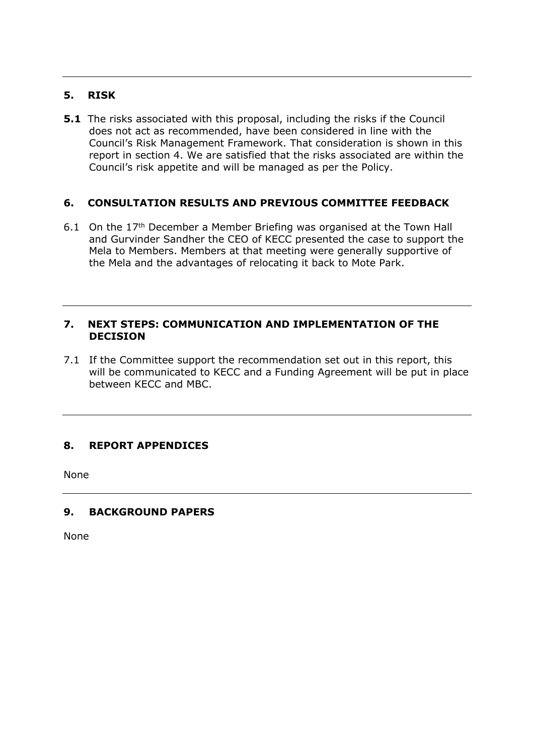## 5. RISK

**5.1** The risks associated with this proposal, including the risks if the Council does not act as recommended, have been considered in line with the Council's Risk Management Framework. That consideration is shown in this report in section 4. We are satisfied that the risks associated are within the Council's risk appetite and will be managed as per the Policy.

## 6. CONSULTATION RESULTS AND PREVIOUS COMMITTEE FEEDBACK

6.1 On the 17th December a Member Briefing was organised at the Town Hall and Gurvinder Sandher the CEO of KECC presented the case to support the Mela to Members. Members at that meeting were generally supportive of the Mela and the advantages of relocating it back to Mote Park.

## 7. NEXT STEPS: COMMUNICATION AND IMPLEMENTATION OF THE DECISION

7.1 If the Committee support the recommendation set out in this report, this will be communicated to KECC and a Funding Agreement will be put in place between KECC and MBC.

## 8. REPORT APPENDICES

None

## 9. BACKGROUND PAPERS

None